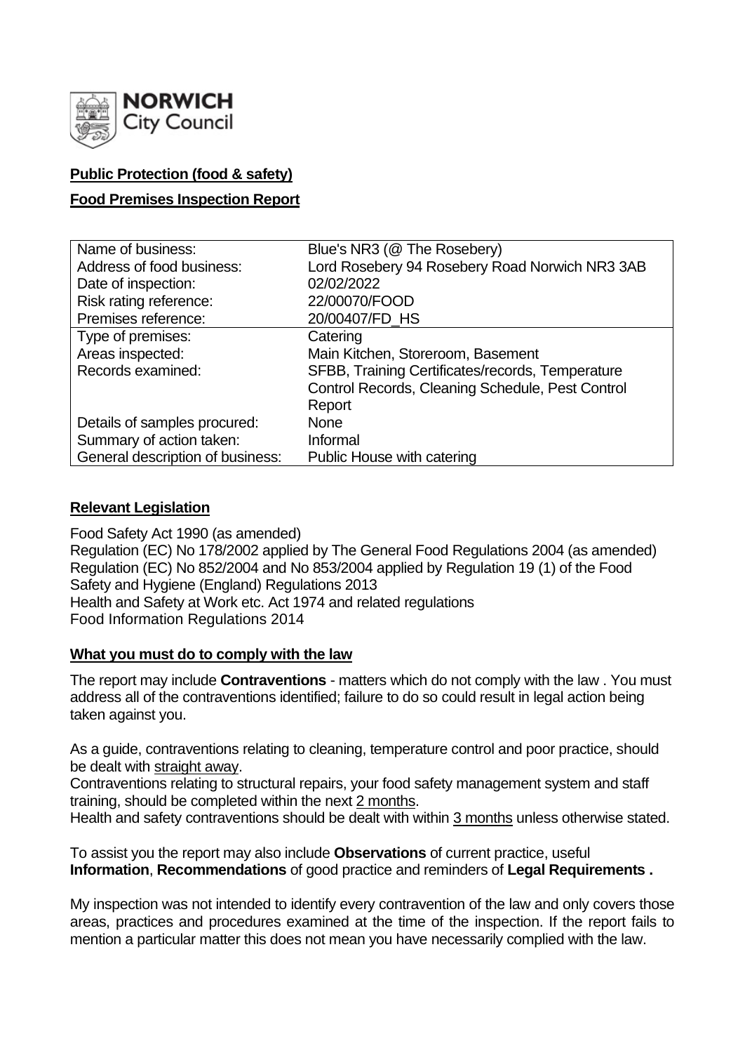NORWICH City Council

**Public Protection (food & safety)**

**Food Premises Inspection Report**

| Name of business: | Blue's NR3 (@ The Rosebery) |
|---|---|
| Address of food business: | Lord Rosebery 94 Rosebery Road Norwich NR3 3AB |
| Date of inspection: | 02/02/2022 |
| Risk rating reference: | 22/00070/FOOD |
| Premises reference: | 20/00407/FD_HS |
| Type of premises: | Catering |
| Areas inspected: | Main Kitchen, Storeroom, Basement |
| Records examined: | SFBB, Training Certificates/records, Temperature Control Records, Cleaning Schedule, Pest Control Report |
| Details of samples procured: | None |
| Summary of action taken: | Informal |
| General description of business: | Public House with catering |

**Relevant Legislation**

Food Safety Act 1990 (as amended)
Regulation (EC) No 178/2002 applied by The General Food Regulations 2004 (as amended)
Regulation (EC) No 852/2004 and No 853/2004 applied by Regulation 19 (1) of the Food Safety and Hygiene (England) Regulations 2013
Health and Safety at Work etc. Act 1974 and related regulations
Food Information Regulations 2014

**What you must do to comply with the law**

The report may include **Contraventions** - matters which do not comply with the law . You must address all of the contraventions identified; failure to do so could result in legal action being taken against you.

As a guide, contraventions relating to cleaning, temperature control and poor practice, should be dealt with straight away.
Contraventions relating to structural repairs, your food safety management system and staff training, should be completed within the next 2 months.
Health and safety contraventions should be dealt with within 3 months unless otherwise stated.

To assist you the report may also include **Observations** of current practice, useful **Information**, **Recommendations** of good practice and reminders of **Legal Requirements .**

My inspection was not intended to identify every contravention of the law and only covers those areas, practices and procedures examined at the time of the inspection. If the report fails to mention a particular matter this does not mean you have necessarily complied with the law.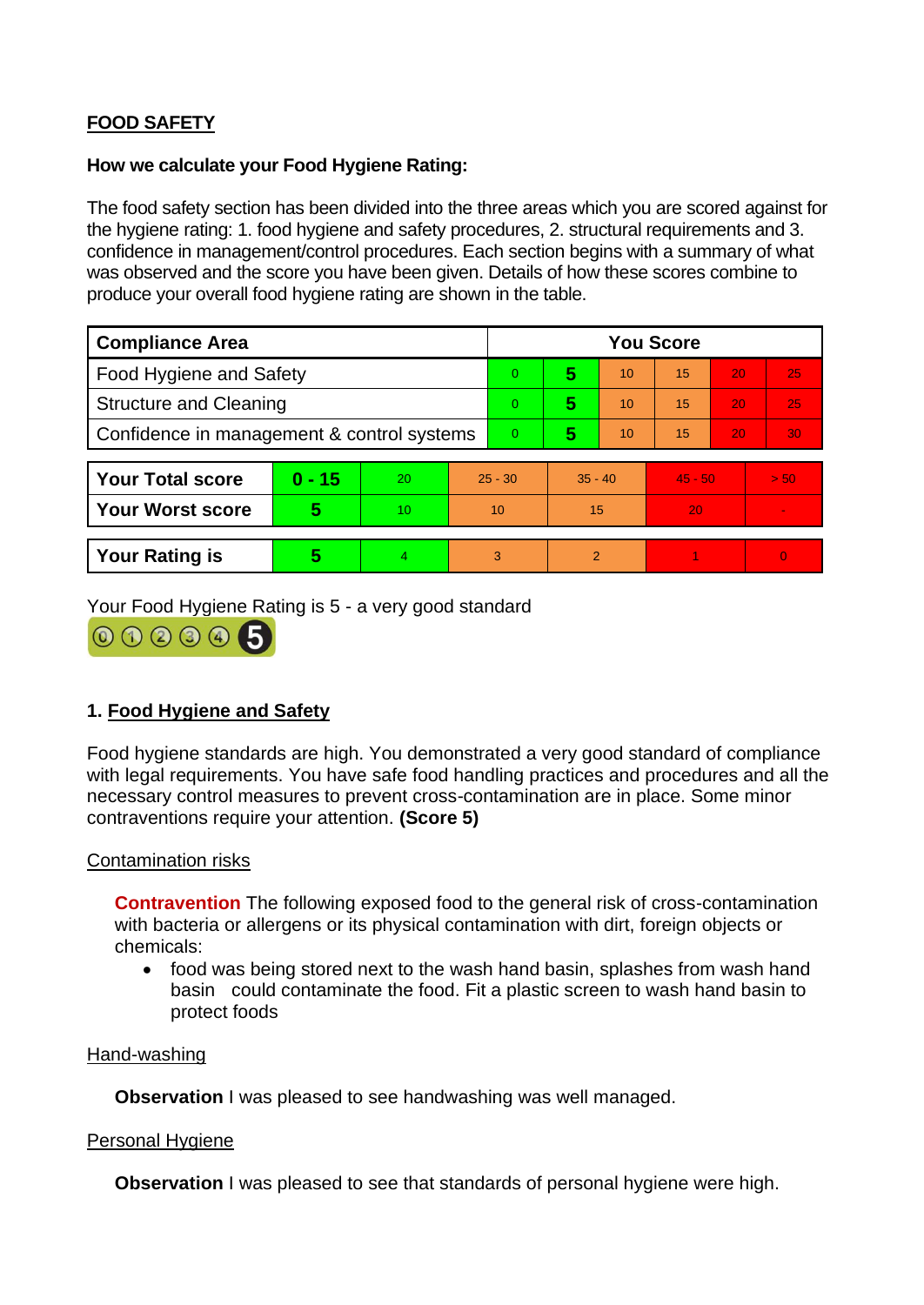**FOOD SAFETY**

**How we calculate your Food Hygiene Rating:**

The food safety section has been divided into the three areas which you are scored against for the hygiene rating: 1. food hygiene and safety procedures, 2. structural requirements and 3. confidence in management/control procedures. Each section begins with a summary of what was observed and the score you have been given. Details of how these scores combine to produce your overall food hygiene rating are shown in the table.

| Compliance Area | You Score | | | | | |
|---|---|---|---|---|---|---|
| Food Hygiene and Safety | 0 | **5** | 10 | 15 | 20 | 25 |
| Structure and Cleaning | 0 | **5** | 10 | 15 | 20 | 25 |
| Confidence in management & control systems | 0 | **5** | 10 | 15 | 20 | 30 |

| | | | | | | |
|---|---|---|---|---|---|---|
| **Your Total score** | **0 - 15** | 20 | 25 - 30 | 35 - 40 | 45 - 50 | > 50 |
| **Your Worst score** | **5** | 10 | 10 | 15 | 20 | - |
| **Your Rating is** | **5** | 4 | 3 | 2 | 1 | 0 |

Your Food Hygiene Rating is 5 - a very good standard

## 1. Food Hygiene and Safety

Food hygiene standards are high. You demonstrated a very good standard of compliance with legal requirements. You have safe food handling practices and procedures and all the necessary control measures to prevent cross-contamination are in place. Some minor contraventions require your attention. **(Score 5)**

Contamination risks

**Contravention** The following exposed food to the general risk of cross-contamination with bacteria or allergens or its physical contamination with dirt, foreign objects or chemicals:

- food was being stored next to the wash hand basin, splashes from wash hand basin could contaminate the food. Fit a plastic screen to wash hand basin to protect foods

Hand-washing

**Observation** I was pleased to see handwashing was well managed.

Personal Hygiene

**Observation** I was pleased to see that standards of personal hygiene were high.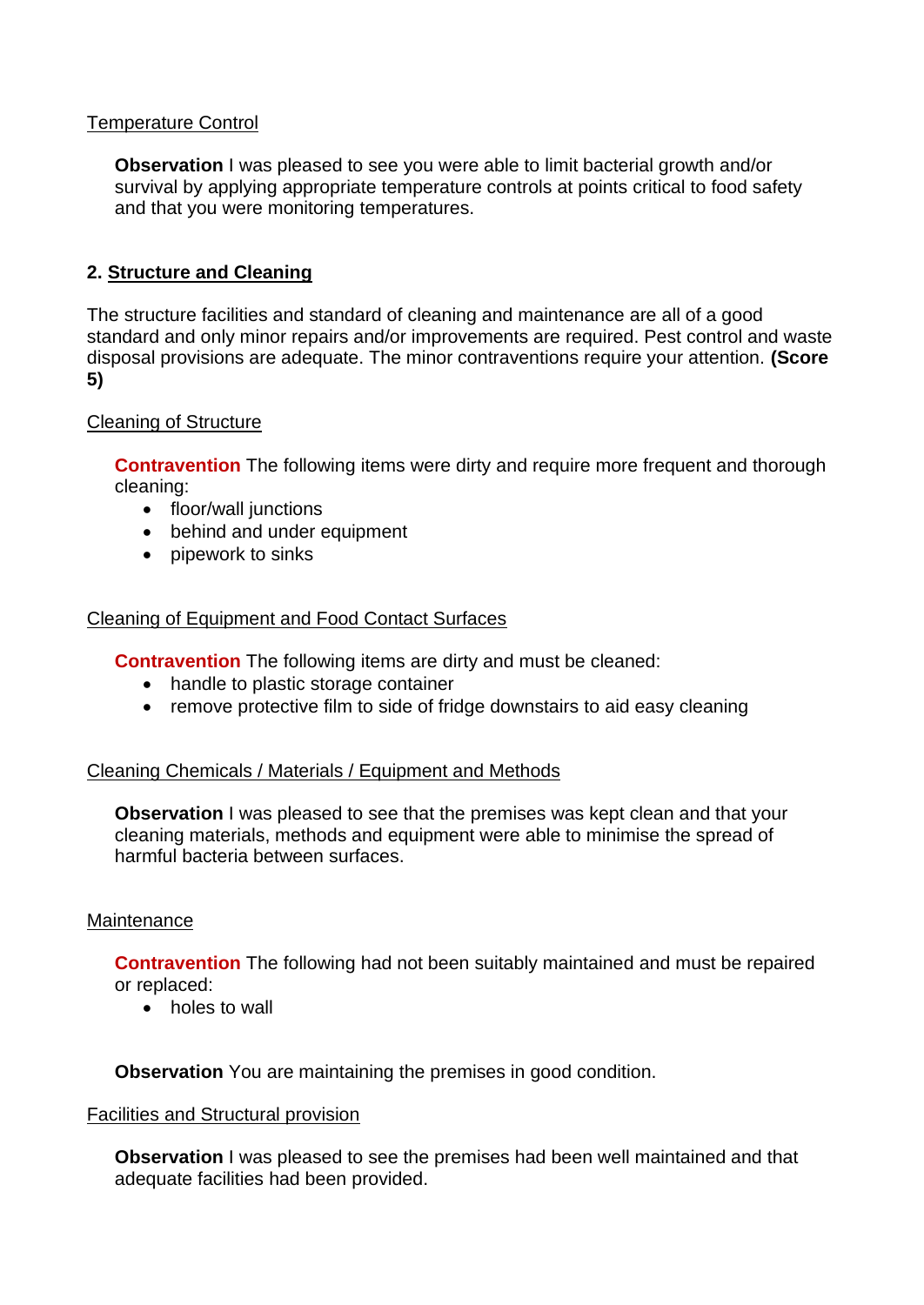Temperature Control

**Observation** I was pleased to see you were able to limit bacterial growth and/or survival by applying appropriate temperature controls at points critical to food safety and that you were monitoring temperatures.

## 2. Structure and Cleaning

The structure facilities and standard of cleaning and maintenance are all of a good standard and only minor repairs and/or improvements are required. Pest control and waste disposal provisions are adequate. The minor contraventions require your attention. **(Score 5)**

Cleaning of Structure

**Contravention** The following items were dirty and require more frequent and thorough cleaning:

- floor/wall junctions
- behind and under equipment
- pipework to sinks

Cleaning of Equipment and Food Contact Surfaces

**Contravention** The following items are dirty and must be cleaned:

- handle to plastic storage container
- remove protective film to side of fridge downstairs to aid easy cleaning

Cleaning Chemicals / Materials / Equipment and Methods

**Observation** I was pleased to see that the premises was kept clean and that your cleaning materials, methods and equipment were able to minimise the spread of harmful bacteria between surfaces.

Maintenance

**Contravention** The following had not been suitably maintained and must be repaired or replaced:

- holes to wall

**Observation** You are maintaining the premises in good condition.

Facilities and Structural provision

**Observation** I was pleased to see the premises had been well maintained and that adequate facilities had been provided.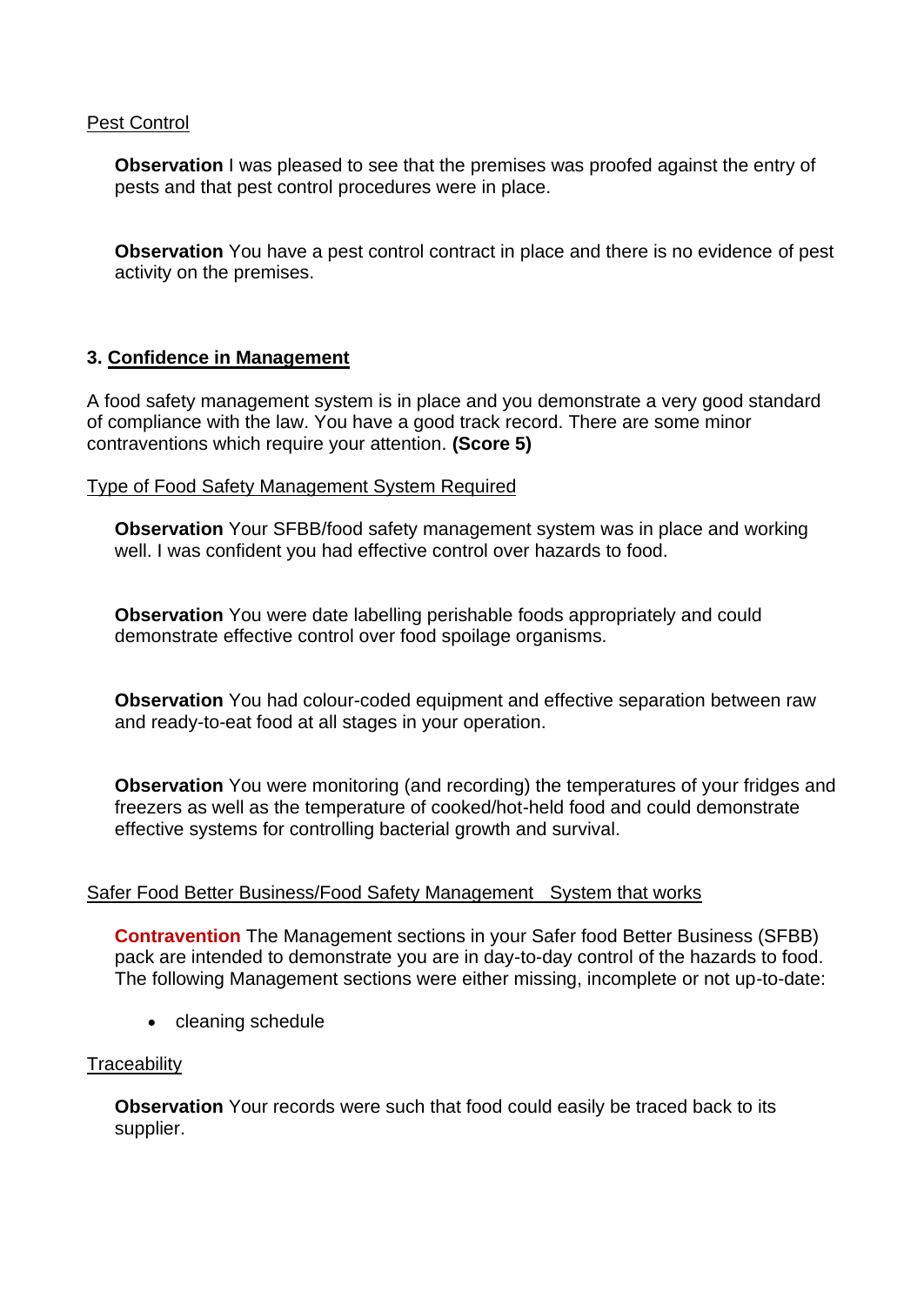Pest Control

**Observation** I was pleased to see that the premises was proofed against the entry of pests and that pest control procedures were in place.

**Observation** You have a pest control contract in place and there is no evidence of pest activity on the premises.

## 3. Confidence in Management

A food safety management system is in place and you demonstrate a very good standard of compliance with the law. You have a good track record. There are some minor contraventions which require your attention. **(Score 5)**

Type of Food Safety Management System Required

**Observation** Your SFBB/food safety management system was in place and working well. I was confident you had effective control over hazards to food.

**Observation** You were date labelling perishable foods appropriately and could demonstrate effective control over food spoilage organisms.

**Observation** You had colour-coded equipment and effective separation between raw and ready-to-eat food at all stages in your operation.

**Observation** You were monitoring (and recording) the temperatures of your fridges and freezers as well as the temperature of cooked/hot-held food and could demonstrate effective systems for controlling bacterial growth and survival.

Safer Food Better Business/Food Safety Management System that works

**Contravention** The Management sections in your Safer food Better Business (SFBB) pack are intended to demonstrate you are in day-to-day control of the hazards to food. The following Management sections were either missing, incomplete or not up-to-date:

- cleaning schedule

Traceability

**Observation** Your records were such that food could easily be traced back to its supplier.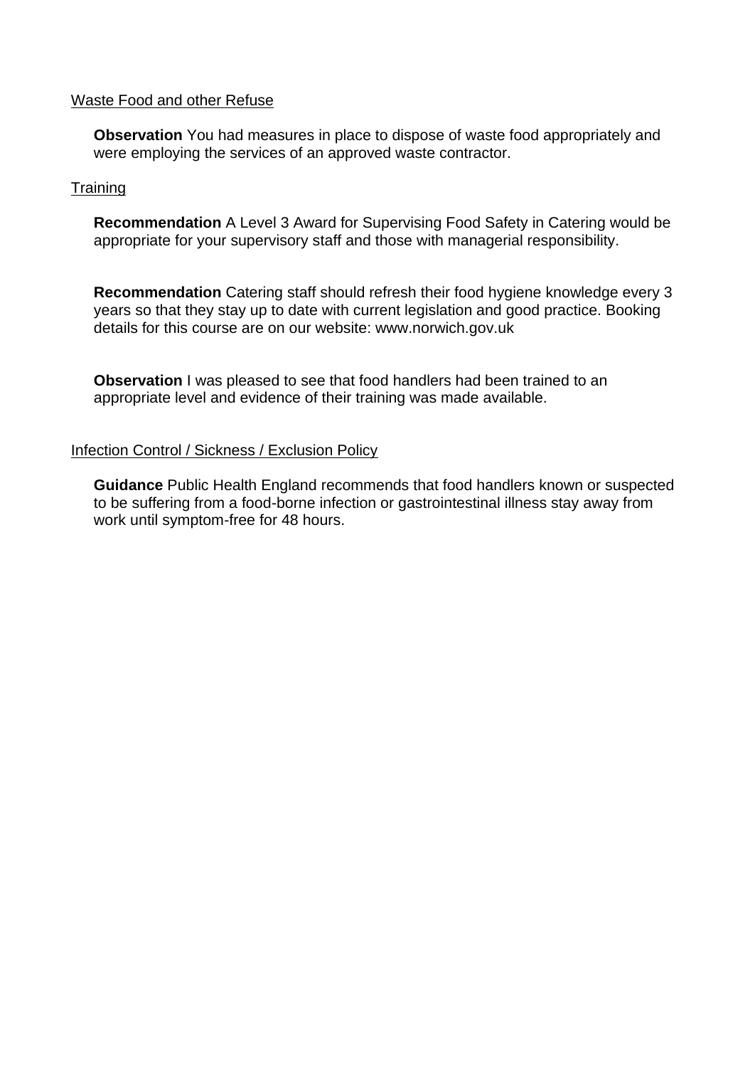Waste Food and other Refuse

**Observation** You had measures in place to dispose of waste food appropriately and were employing the services of an approved waste contractor.

Training

**Recommendation** A Level 3 Award for Supervising Food Safety in Catering would be appropriate for your supervisory staff and those with managerial responsibility.

**Recommendation** Catering staff should refresh their food hygiene knowledge every 3 years so that they stay up to date with current legislation and good practice. Booking details for this course are on our website: www.norwich.gov.uk

**Observation** I was pleased to see that food handlers had been trained to an appropriate level and evidence of their training was made available.

Infection Control / Sickness / Exclusion Policy

**Guidance** Public Health England recommends that food handlers known or suspected to be suffering from a food-borne infection or gastrointestinal illness stay away from work until symptom-free for 48 hours.